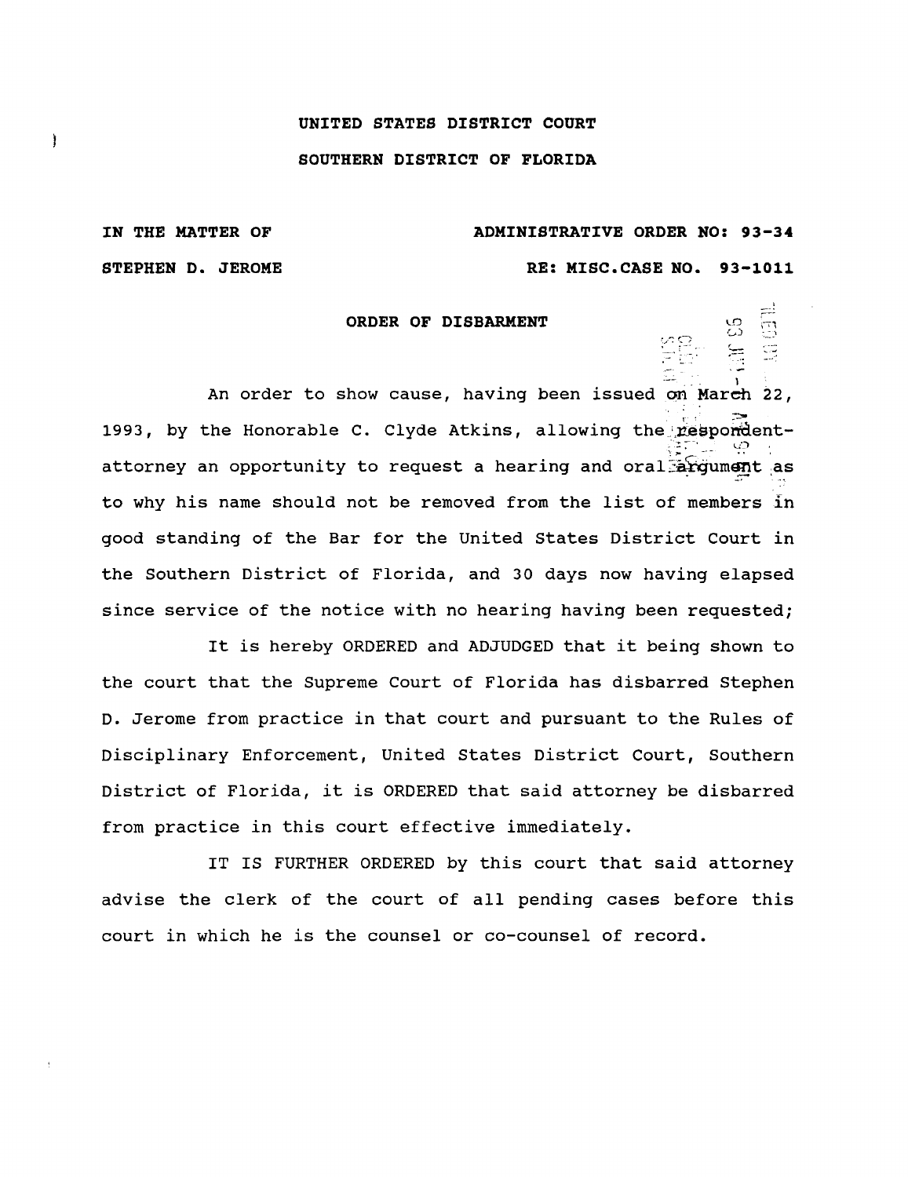UNITED STATES DISTRICT COURT

SOUTHERN DISTRICT OF FLORIDA

IN THE MATTER OF

STEPHEN D. JEROME

ADMINISTRATIVE ORDER NO: 93-34

RE: MISC.CASE NO. 93-1011

## ORDER OF DISBARMENT

An order to show cause, having been issued on March 22, 1993, by the Honorable C. Clyde Atkins, allowing the respondent-attorney an opportunity to request a hearing and oral argument as to why his name should not be removed from the list of members in good standing of the Bar for the United States District Court in the Southern District of Florida, and 30 days now having elapsed since service of the notice with no hearing having been requested;

It is hereby ORDERED and ADJUDGED that it being shown to the court that the Supreme Court of Florida has disbarred Stephen D. Jerome from practice in that court and pursuant to the Rules of Disciplinary Enforcement, United States District Court, Southern District of Florida, it is ORDERED that said attorney be disbarred from practice in this court effective immediately.

IT IS FURTHER ORDERED by this court that said attorney advise the clerk of the court of all pending cases before this court in which he is the counsel or co-counsel of record.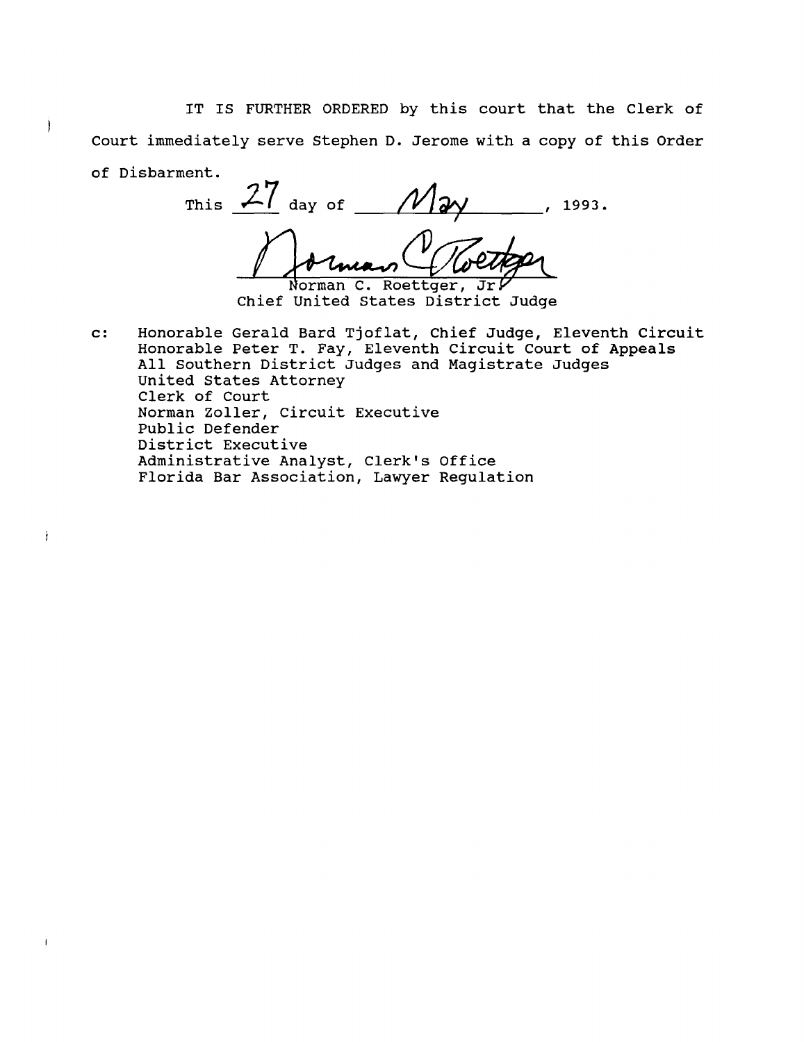IT IS FURTHER ORDERED by this court that the Clerk of Court immediately serve Stephen D. Jerome with a copy of this Order of Disbarment.

This 27 day of May, 1993.

Norman C. Roettger, Jr.
Chief United States District Judge

c: Honorable Gerald Bard Tjoflat, Chief Judge, Eleventh Circuit
Honorable Peter T. Fay, Eleventh Circuit Court of Appeals
All Southern District Judges and Magistrate Judges
United States Attorney
Clerk of Court
Norman Zoller, Circuit Executive
Public Defender
District Executive
Administrative Analyst, Clerk's Office
Florida Bar Association, Lawyer Regulation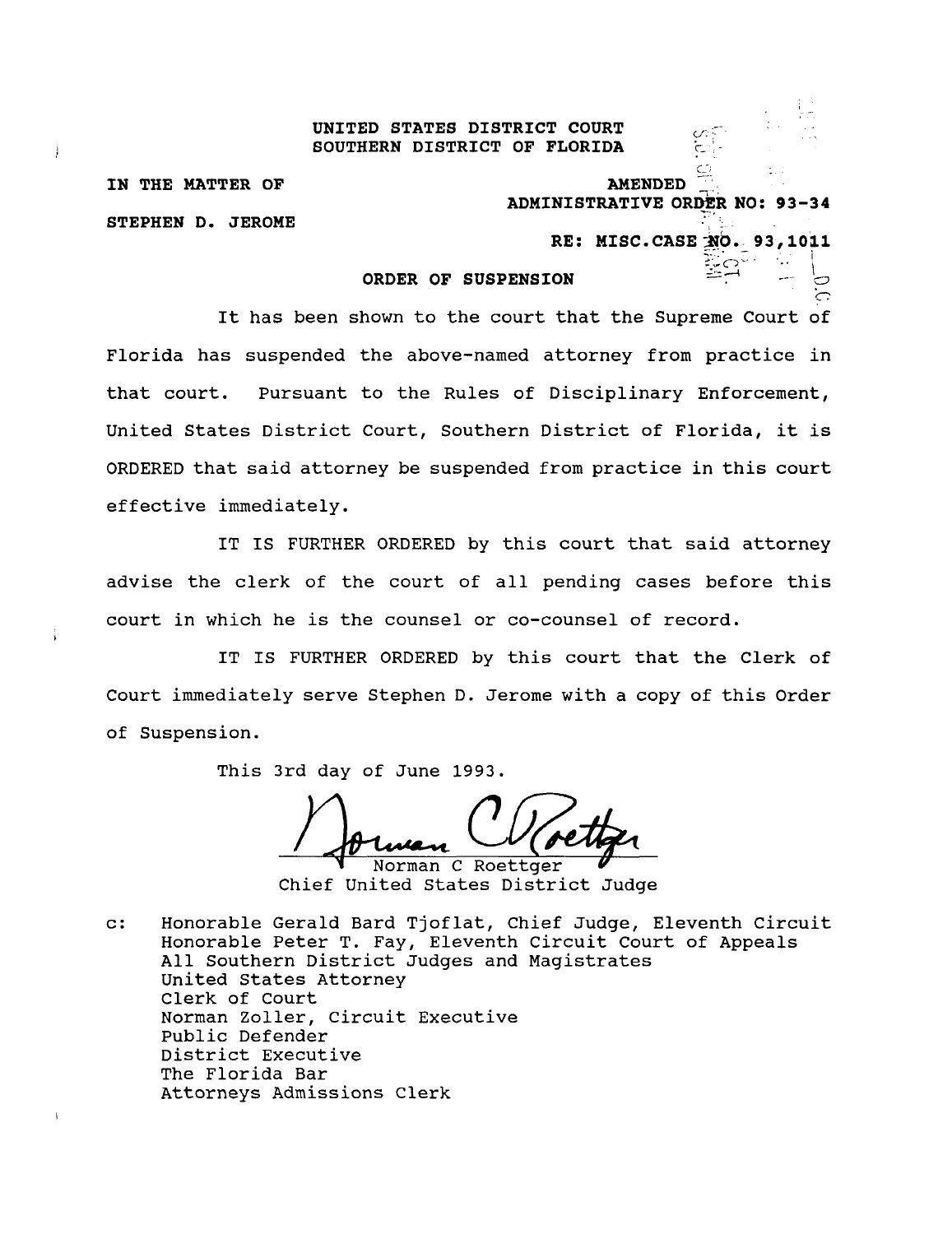**UNITED STATES DISTRICT COURT**
**SOUTHERN DISTRICT OF FLORIDA**

**IN THE MATTER OF**

**STEPHEN D. JEROME**

**AMENDED**
**ADMINISTRATIVE ORDER NO: 93-34**

**RE: MISC.CASE NO. 93,1011**

**ORDER OF SUSPENSION**

It has been shown to the court that the Supreme Court of Florida has suspended the above-named attorney from practice in that court. Pursuant to the Rules of Disciplinary Enforcement, United States District Court, Southern District of Florida, it is ORDERED that said attorney be suspended from practice in this court effective immediately.

IT IS FURTHER ORDERED by this court that said attorney advise the clerk of the court of all pending cases before this court in which he is the counsel or co-counsel of record.

IT IS FURTHER ORDERED by this court that the Clerk of Court immediately serve Stephen D. Jerome with a copy of this Order of Suspension.

This 3rd day of June 1993.

Norman C Roettger
Chief United States District Judge

c: Honorable Gerald Bard Tjoflat, Chief Judge, Eleventh Circuit
Honorable Peter T. Fay, Eleventh Circuit Court of Appeals
All Southern District Judges and Magistrates
United States Attorney
Clerk of Court
Norman Zoller, Circuit Executive
Public Defender
District Executive
The Florida Bar
Attorneys Admissions Clerk